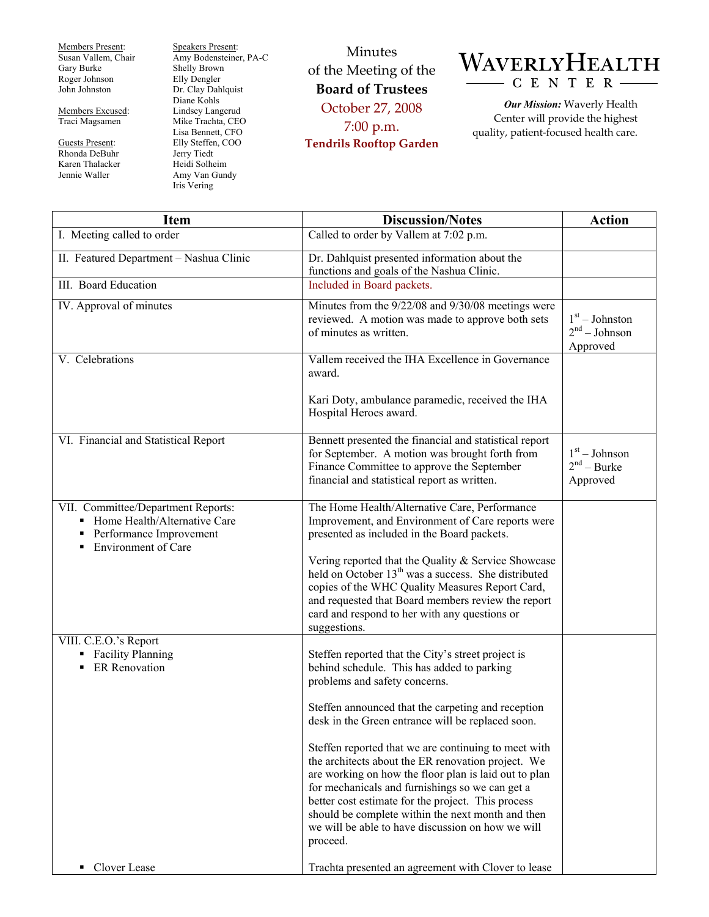Members Present:
Susan Vallem, Chair
Gary Burke
Roger Johnson
John Johnston

Members Excused:
Traci Magsamen

Guests Present:
Rhonda DeBuhr
Karen Thalacker
Jennie Waller

Speakers Present:
Amy Bodensteiner, PA-C
Shelly Brown
Elly Dengler
Dr. Clay Dahlquist
Diane Kohls
Lindsey Langerud
Mike Trachta, CEO
Lisa Bennett, CFO
Elly Steffen, COO
Jerry Tiedt
Heidi Solheim
Amy Van Gundy
Iris Vering

# Minutes of the Meeting of the **Board of Trustees**

October 27, 2008
7:00 p.m.
**Tendrils Rooftop Garden**

**WAVERLY HEALTH CENTER**

***Our Mission:*** Waverly Health Center will provide the highest quality, patient-focused health care.

| Item | Discussion/Notes | Action |
|---|---|---|
| I. Meeting called to order | Called to order by Vallem at 7:02 p.m. | |
| II. Featured Department – Nashua Clinic | Dr. Dahlquist presented information about the functions and goals of the Nashua Clinic. | |
| III. Board Education | Included in Board packets. | |
| IV. Approval of minutes | Minutes from the 9/22/08 and 9/30/08 meetings were reviewed. A motion was made to approve both sets of minutes as written. | 1st – Johnston<br>2nd – Johnson<br>Approved |
| V. Celebrations | Vallem received the IHA Excellence in Governance award.<br><br>Kari Doty, ambulance paramedic, received the IHA Hospital Heroes award. | |
| VI. Financial and Statistical Report | Bennett presented the financial and statistical report for September. A motion was brought forth from Finance Committee to approve the September financial and statistical report as written. | 1st – Johnson<br>2nd – Burke<br>Approved |
| VII. Committee/Department Reports:<br>▪ Home Health/Alternative Care<br>▪ Performance Improvement<br>▪ Environment of Care | The Home Health/Alternative Care, Performance Improvement, and Environment of Care reports were presented as included in the Board packets.<br><br>Vering reported that the Quality & Service Showcase held on October 13th was a success. She distributed copies of the WHC Quality Measures Report Card, and requested that Board members review the report card and respond to her with any questions or suggestions. | |
| VIII. C.E.O.'s Report<br>▪ Facility Planning<br>▪ ER Renovation<br><br><br><br><br><br><br><br><br><br><br><br>▪ Clover Lease | Steffen reported that the City's street project is behind schedule. This has added to parking problems and safety concerns.<br><br>Steffen announced that the carpeting and reception desk in the Green entrance will be replaced soon.<br><br>Steffen reported that we are continuing to meet with the architects about the ER renovation project. We are working on how the floor plan is laid out to plan for mechanicals and furnishings so we can get a better cost estimate for the project. This process should be complete within the next month and then we will be able to have discussion on how we will proceed.<br><br>Trachta presented an agreement with Clover to lease | |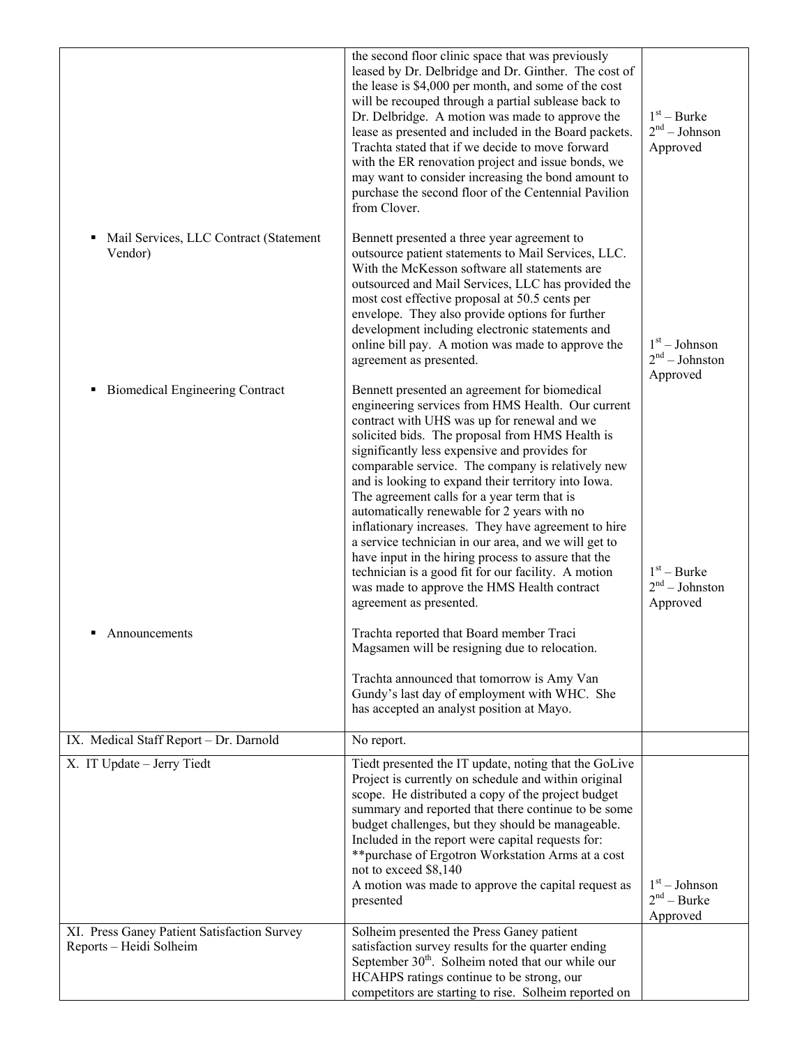| | | |
|---|---|---|
| | the second floor clinic space that was previously leased by Dr. Delbridge and Dr. Ginther. The cost of the lease is $4,000 per month, and some of the cost will be recouped through a partial sublease back to Dr. Delbridge. A motion was made to approve the lease as presented and included in the Board packets. Trachta stated that if we decide to move forward with the ER renovation project and issue bonds, we may want to consider increasing the bond amount to purchase the second floor of the Centennial Pavilion from Clover. | 1st – Burke<br>2nd – Johnson<br>Approved |
| ▪ Mail Services, LLC Contract (Statement Vendor) | Bennett presented a three year agreement to outsource patient statements to Mail Services, LLC. With the McKesson software all statements are outsourced and Mail Services, LLC has provided the most cost effective proposal at 50.5 cents per envelope. They also provide options for further development including electronic statements and online bill pay. A motion was made to approve the agreement as presented. | 1st – Johnson<br>2nd – Johnston<br>Approved |
| ▪ Biomedical Engineering Contract | Bennett presented an agreement for biomedical engineering services from HMS Health. Our current contract with UHS was up for renewal and we solicited bids. The proposal from HMS Health is significantly less expensive and provides for comparable service. The company is relatively new and is looking to expand their territory into Iowa. The agreement calls for a year term that is automatically renewable for 2 years with no inflationary increases. They have agreement to hire a service technician in our area, and we will get to have input in the hiring process to assure that the technician is a good fit for our facility. A motion was made to approve the HMS Health contract agreement as presented. | 1st – Burke<br>2nd – Johnston<br>Approved |
| ▪ Announcements | Trachta reported that Board member Traci Magsamen will be resigning due to relocation.<br><br>Trachta announced that tomorrow is Amy Van Gundy's last day of employment with WHC. She has accepted an analyst position at Mayo. | |
| IX. Medical Staff Report – Dr. Darnold | No report. | |
| X. IT Update – Jerry Tiedt | Tiedt presented the IT update, noting that the GoLive Project is currently on schedule and within original scope. He distributed a copy of the project budget summary and reported that there continue to be some budget challenges, but they should be manageable. Included in the report were capital requests for:<br>**purchase of Ergotron Workstation Arms at a cost not to exceed $8,140<br>A motion was made to approve the capital request as presented | 1st – Johnson<br>2nd – Burke<br>Approved |
| XI. Press Ganey Patient Satisfaction Survey Reports – Heidi Solheim | Solheim presented the Press Ganey patient satisfaction survey results for the quarter ending September 30th. Solheim noted that our while our HCAHPS ratings continue to be strong, our competitors are starting to rise. Solheim reported on | |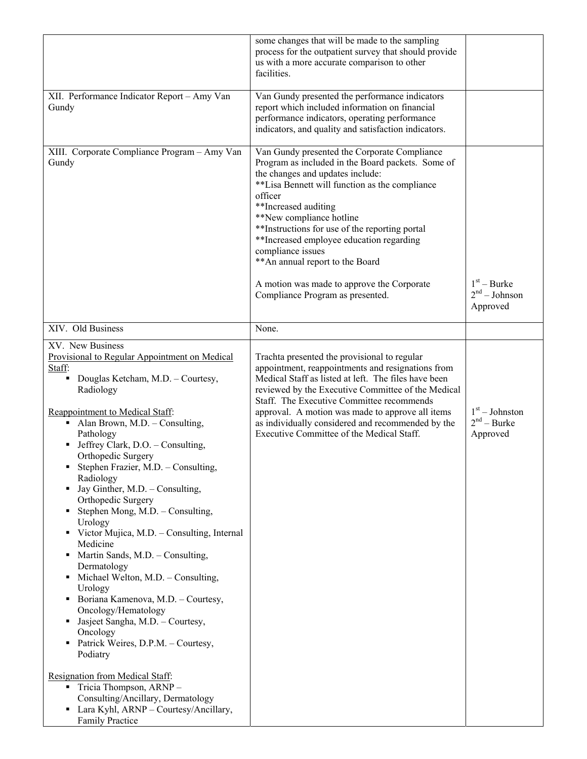| | | |
|---|---|---|
| | some changes that will be made to the sampling process for the outpatient survey that should provide us with a more accurate comparison to other facilities. | |
| XII. Performance Indicator Report – Amy Van Gundy | Van Gundy presented the performance indicators report which included information on financial performance indicators, operating performance indicators, and quality and satisfaction indicators. | |
| XIII. Corporate Compliance Program – Amy Van Gundy | Van Gundy presented the Corporate Compliance Program as included in the Board packets. Some of the changes and updates include:<br>**Lisa Bennett will function as the compliance officer<br>**Increased auditing<br>**New compliance hotline<br>**Instructions for use of the reporting portal<br>**Increased employee education regarding compliance issues<br>**An annual report to the Board<br><br>A motion was made to approve the Corporate Compliance Program as presented. | 1st – Burke<br>2nd – Johnson<br>Approved |
| XIV. Old Business | None. | |
| XV. New Business<br><u>Provisional to Regular Appointment on Medical Staff</u>:<br>▪ Douglas Ketcham, M.D. – Courtesy, Radiology<br><br><u>Reappointment to Medical Staff</u>:<br>▪ Alan Brown, M.D. – Consulting, Pathology<br>▪ Jeffrey Clark, D.O. – Consulting, Orthopedic Surgery<br>▪ Stephen Frazier, M.D. – Consulting, Radiology<br>▪ Jay Ginther, M.D. – Consulting, Orthopedic Surgery<br>▪ Stephen Mong, M.D. – Consulting, Urology<br>▪ Victor Mujica, M.D. – Consulting, Internal Medicine<br>▪ Martin Sands, M.D. – Consulting, Dermatology<br>▪ Michael Welton, M.D. – Consulting, Urology<br>▪ Boriana Kamenova, M.D. – Courtesy, Oncology/Hematology<br>▪ Jasjeet Sangha, M.D. – Courtesy, Oncology<br>▪ Patrick Weires, D.P.M. – Courtesy, Podiatry<br><br><u>Resignation from Medical Staff</u>:<br>▪ Tricia Thompson, ARNP – Consulting/Ancillary, Dermatology<br>▪ Lara Kyhl, ARNP – Courtesy/Ancillary, Family Practice | Trachta presented the provisional to regular appointment, reappointments and resignations from Medical Staff as listed at left. The files have been reviewed by the Executive Committee of the Medical Staff. The Executive Committee recommends approval. A motion was made to approve all items as individually considered and recommended by the Executive Committee of the Medical Staff. | 1st – Johnston<br>2nd – Burke<br>Approved |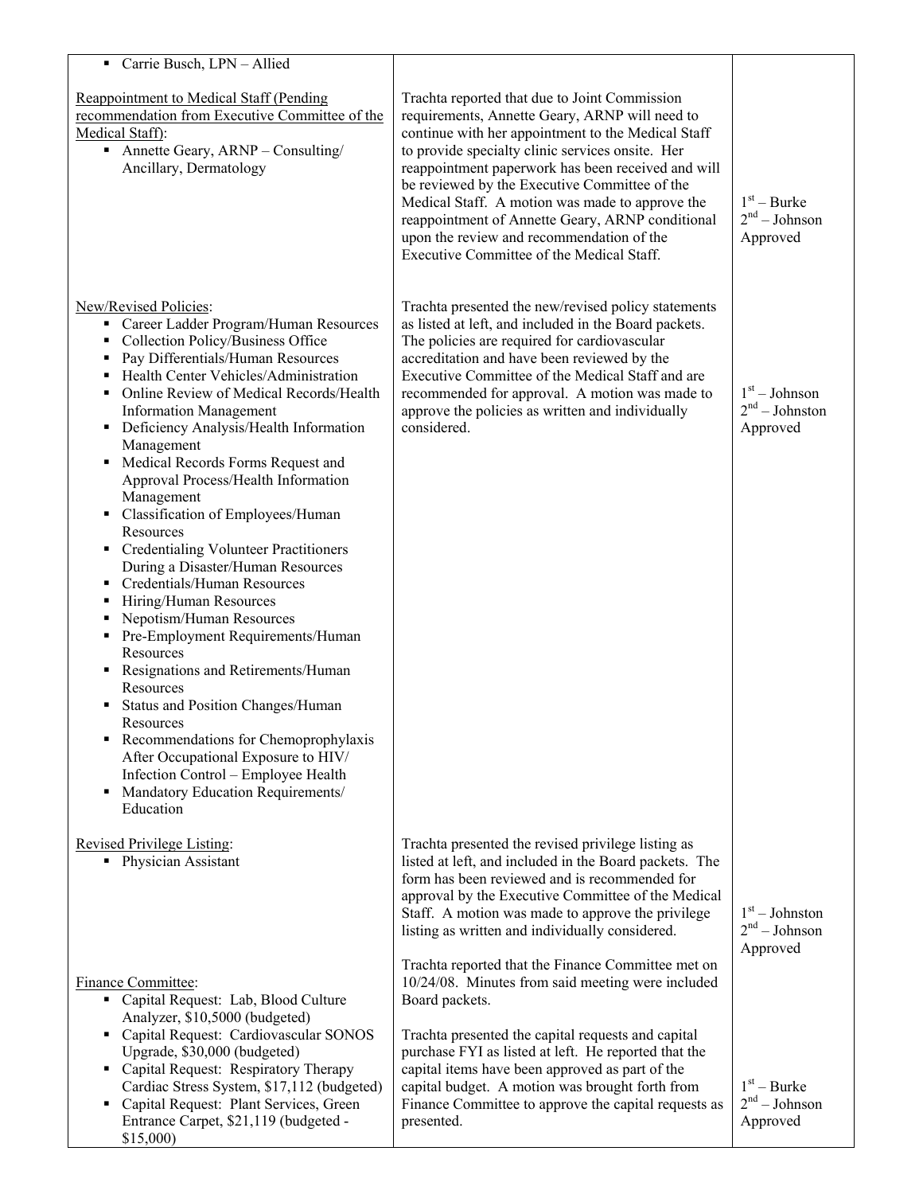| | | |
|---|---|---|
| ▪ Carrie Busch, LPN – Allied | | |
| Reappointment to Medical Staff (Pending recommendation from Executive Committee of the Medical Staff):<br>▪ Annette Geary, ARNP – Consulting/ Ancillary, Dermatology | Trachta reported that due to Joint Commission requirements, Annette Geary, ARNP will need to continue with her appointment to the Medical Staff to provide specialty clinic services onsite. Her reappointment paperwork has been received and will be reviewed by the Executive Committee of the Medical Staff. A motion was made to approve the reappointment of Annette Geary, ARNP conditional upon the review and recommendation of the Executive Committee of the Medical Staff. | 1st – Burke<br>2nd – Johnson<br>Approved |
| New/Revised Policies:<br>▪ Career Ladder Program/Human Resources<br>▪ Collection Policy/Business Office<br>▪ Pay Differentials/Human Resources<br>▪ Health Center Vehicles/Administration<br>▪ Online Review of Medical Records/Health Information Management<br>▪ Deficiency Analysis/Health Information Management<br>▪ Medical Records Forms Request and Approval Process/Health Information Management<br>▪ Classification of Employees/Human Resources<br>▪ Credentialing Volunteer Practitioners During a Disaster/Human Resources<br>▪ Credentials/Human Resources<br>▪ Hiring/Human Resources<br>▪ Nepotism/Human Resources<br>▪ Pre-Employment Requirements/Human Resources<br>▪ Resignations and Retirements/Human Resources<br>▪ Status and Position Changes/Human Resources<br>▪ Recommendations for Chemoprophylaxis After Occupational Exposure to HIV/ Infection Control – Employee Health<br>▪ Mandatory Education Requirements/ Education | Trachta presented the new/revised policy statements as listed at left, and included in the Board packets. The policies are required for cardiovascular accreditation and have been reviewed by the Executive Committee of the Medical Staff and are recommended for approval. A motion was made to approve the policies as written and individually considered. | 1st – Johnson<br>2nd – Johnston<br>Approved |
| Revised Privilege Listing:<br>▪ Physician Assistant | Trachta presented the revised privilege listing as listed at left, and included in the Board packets. The form has been reviewed and is recommended for approval by the Executive Committee of the Medical Staff. A motion was made to approve the privilege listing as written and individually considered. | 1st – Johnston<br>2nd – Johnson<br>Approved |
| Finance Committee:<br>▪ Capital Request: Lab, Blood Culture Analyzer, \$10,5000 (budgeted)<br>▪ Capital Request: Cardiovascular SONOS Upgrade, \$30,000 (budgeted)<br>▪ Capital Request: Respiratory Therapy Cardiac Stress System, \$17,112 (budgeted)<br>▪ Capital Request: Plant Services, Green Entrance Carpet, \$21,119 (budgeted - \$15,000) | Trachta reported that the Finance Committee met on 10/24/08. Minutes from said meeting were included Board packets.<br><br>Trachta presented the capital requests and capital purchase FYI as listed at left. He reported that the capital items have been approved as part of the capital budget. A motion was brought forth from Finance Committee to approve the capital requests as presented. | 1st – Burke<br>2nd – Johnson<br>Approved |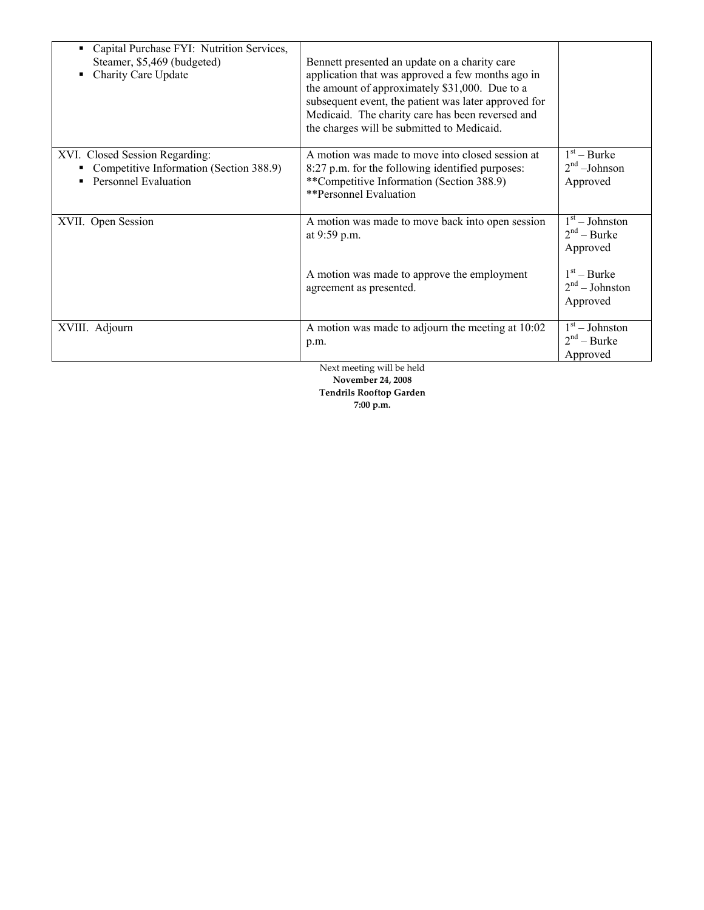| | | |
|---|---|---|
| ▪ Capital Purchase FYI: Nutrition Services, Steamer, $5,469 (budgeted)<br>▪ Charity Care Update | Bennett presented an update on a charity care application that was approved a few months ago in the amount of approximately $31,000. Due to a subsequent event, the patient was later approved for Medicaid. The charity care has been reversed and the charges will be submitted to Medicaid. | |
| XVI. Closed Session Regarding:<br>▪ Competitive Information (Section 388.9)<br>▪ Personnel Evaluation | A motion was made to move into closed session at 8:27 p.m. for the following identified purposes:<br>**Competitive Information (Section 388.9)<br>**Personnel Evaluation | 1st – Burke<br>2nd –Johnson<br>Approved |
| XVII. Open Session | A motion was made to move back into open session at 9:59 p.m.<br><br>A motion was made to approve the employment agreement as presented. | 1st – Johnston<br>2nd – Burke<br>Approved<br><br>1st – Burke<br>2nd – Johnston<br>Approved |
| XVIII. Adjourn | A motion was made to adjourn the meeting at 10:02 p.m. | 1st – Johnston<br>2nd – Burke<br>Approved |

Next meeting will be held
**November 24, 2008**
**Tendrils Rooftop Garden**
**7:00 p.m.**